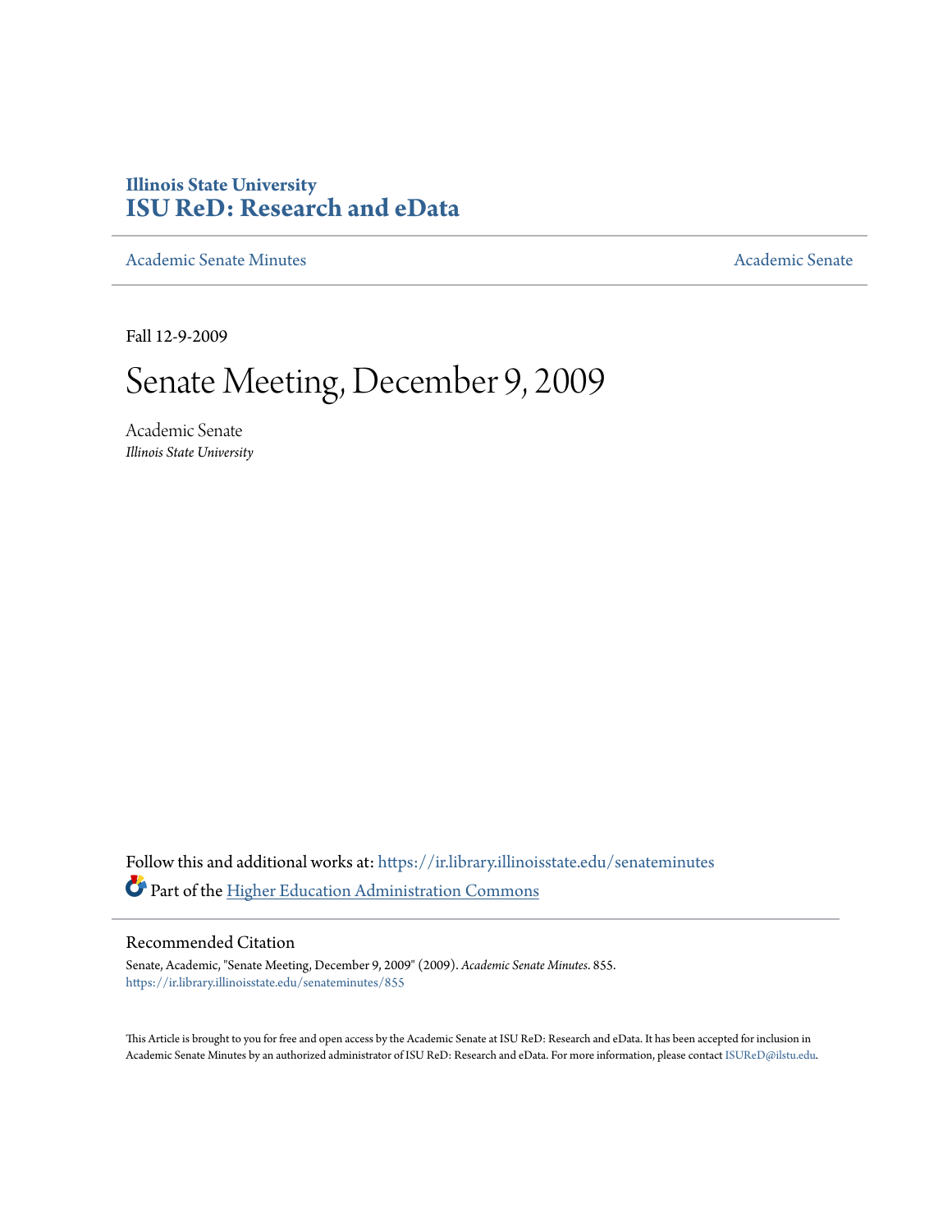Illinois State University

# ISU ReD: Research and eData

Academic Senate Minutes | Academic Senate

Fall 12-9-2009

# Senate Meeting, December 9, 2009

Academic Senate
*Illinois State University*

Follow this and additional works at: https://ir.library.illinoisstate.edu/senateminutes

Part of the Higher Education Administration Commons

## Recommended Citation

Senate, Academic, "Senate Meeting, December 9, 2009" (2009). *Academic Senate Minutes*. 855.
https://ir.library.illinoisstate.edu/senateminutes/855

This Article is brought to you for free and open access by the Academic Senate at ISU ReD: Research and eData. It has been accepted for inclusion in Academic Senate Minutes by an authorized administrator of ISU ReD: Research and eData. For more information, please contact ISUReD@ilstu.edu.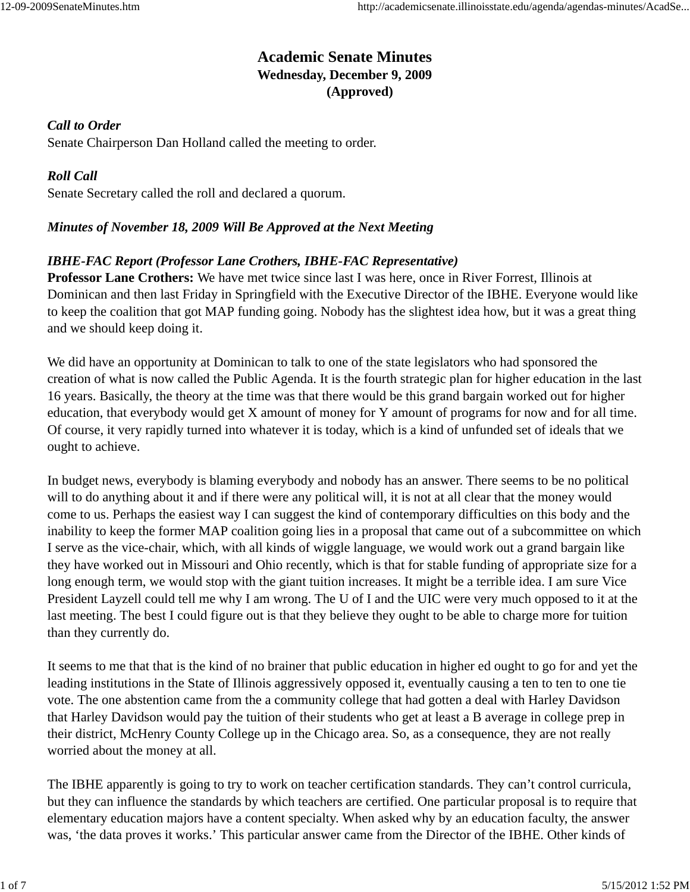# Academic Senate Minutes
## Wednesday, December 9, 2009
### (Approved)

***Call to Order***
Senate Chairperson Dan Holland called the meeting to order.

***Roll Call***
Senate Secretary called the roll and declared a quorum.

***Minutes of November 18, 2009 Will Be Approved at the Next Meeting***

***IBHE-FAC Report (Professor Lane Crothers, IBHE-FAC Representative)***
**Professor Lane Crothers:** We have met twice since last I was here, once in River Forrest, Illinois at Dominican and then last Friday in Springfield with the Executive Director of the IBHE. Everyone would like to keep the coalition that got MAP funding going. Nobody has the slightest idea how, but it was a great thing and we should keep doing it.

We did have an opportunity at Dominican to talk to one of the state legislators who had sponsored the creation of what is now called the Public Agenda. It is the fourth strategic plan for higher education in the last 16 years. Basically, the theory at the time was that there would be this grand bargain worked out for higher education, that everybody would get X amount of money for Y amount of programs for now and for all time. Of course, it very rapidly turned into whatever it is today, which is a kind of unfunded set of ideals that we ought to achieve.

In budget news, everybody is blaming everybody and nobody has an answer. There seems to be no political will to do anything about it and if there were any political will, it is not at all clear that the money would come to us. Perhaps the easiest way I can suggest the kind of contemporary difficulties on this body and the inability to keep the former MAP coalition going lies in a proposal that came out of a subcommittee on which I serve as the vice-chair, which, with all kinds of wiggle language, we would work out a grand bargain like they have worked out in Missouri and Ohio recently, which is that for stable funding of appropriate size for a long enough term, we would stop with the giant tuition increases. It might be a terrible idea. I am sure Vice President Layzell could tell me why I am wrong. The U of I and the UIC were very much opposed to it at the last meeting. The best I could figure out is that they believe they ought to be able to charge more for tuition than they currently do.

It seems to me that that is the kind of no brainer that public education in higher ed ought to go for and yet the leading institutions in the State of Illinois aggressively opposed it, eventually causing a ten to ten to one tie vote. The one abstention came from the a community college that had gotten a deal with Harley Davidson that Harley Davidson would pay the tuition of their students who get at least a B average in college prep in their district, McHenry County College up in the Chicago area. So, as a consequence, they are not really worried about the money at all.

The IBHE apparently is going to try to work on teacher certification standards. They can't control curricula, but they can influence the standards by which teachers are certified. One particular proposal is to require that elementary education majors have a content specialty. When asked why by an education faculty, the answer was, 'the data proves it works.' This particular answer came from the Director of the IBHE. Other kinds of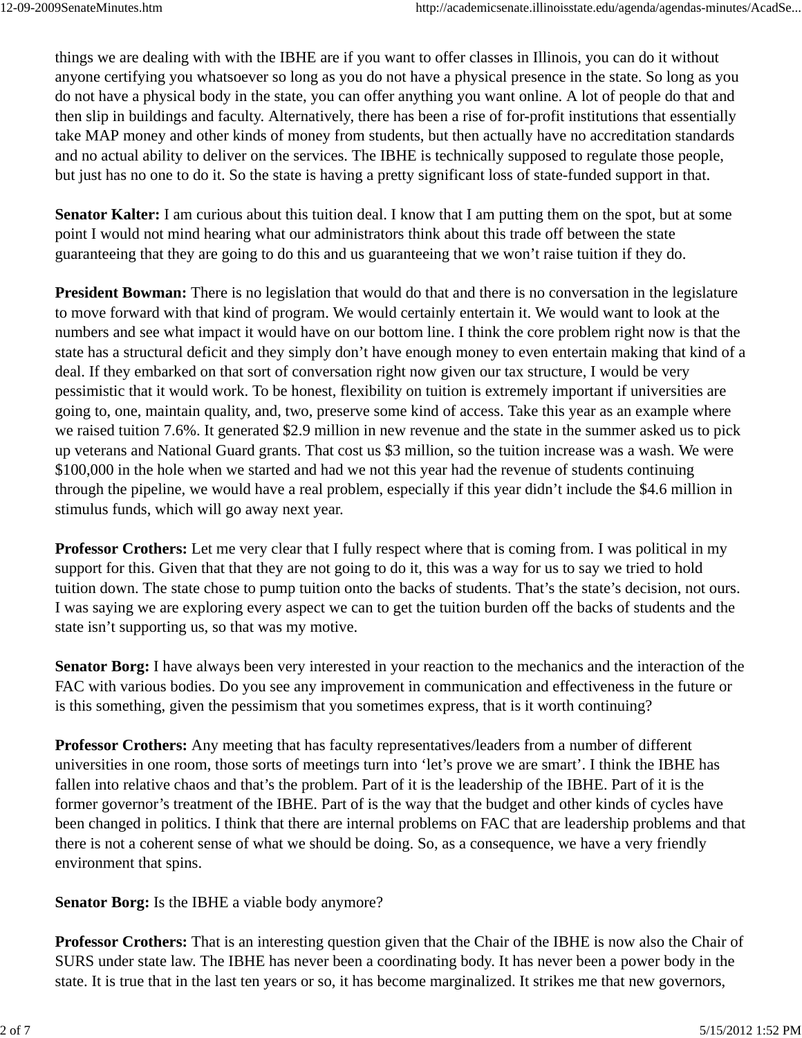things we are dealing with with the IBHE are if you want to offer classes in Illinois, you can do it without anyone certifying you whatsoever so long as you do not have a physical presence in the state. So long as you do not have a physical body in the state, you can offer anything you want online. A lot of people do that and then slip in buildings and faculty. Alternatively, there has been a rise of for-profit institutions that essentially take MAP money and other kinds of money from students, but then actually have no accreditation standards and no actual ability to deliver on the services. The IBHE is technically supposed to regulate those people, but just has no one to do it. So the state is having a pretty significant loss of state-funded support in that.

**Senator Kalter:** I am curious about this tuition deal. I know that I am putting them on the spot, but at some point I would not mind hearing what our administrators think about this trade off between the state guaranteeing that they are going to do this and us guaranteeing that we won't raise tuition if they do.

**President Bowman:** There is no legislation that would do that and there is no conversation in the legislature to move forward with that kind of program. We would certainly entertain it. We would want to look at the numbers and see what impact it would have on our bottom line. I think the core problem right now is that the state has a structural deficit and they simply don't have enough money to even entertain making that kind of a deal. If they embarked on that sort of conversation right now given our tax structure, I would be very pessimistic that it would work. To be honest, flexibility on tuition is extremely important if universities are going to, one, maintain quality, and, two, preserve some kind of access. Take this year as an example where we raised tuition 7.6%. It generated $2.9 million in new revenue and the state in the summer asked us to pick up veterans and National Guard grants. That cost us $3 million, so the tuition increase was a wash. We were $100,000 in the hole when we started and had we not this year had the revenue of students continuing through the pipeline, we would have a real problem, especially if this year didn't include the $4.6 million in stimulus funds, which will go away next year.

**Professor Crothers:** Let me very clear that I fully respect where that is coming from. I was political in my support for this. Given that that they are not going to do it, this was a way for us to say we tried to hold tuition down. The state chose to pump tuition onto the backs of students. That's the state's decision, not ours. I was saying we are exploring every aspect we can to get the tuition burden off the backs of students and the state isn't supporting us, so that was my motive.

**Senator Borg:** I have always been very interested in your reaction to the mechanics and the interaction of the FAC with various bodies. Do you see any improvement in communication and effectiveness in the future or is this something, given the pessimism that you sometimes express, that is it worth continuing?

**Professor Crothers:** Any meeting that has faculty representatives/leaders from a number of different universities in one room, those sorts of meetings turn into 'let's prove we are smart'. I think the IBHE has fallen into relative chaos and that's the problem. Part of it is the leadership of the IBHE. Part of it is the former governor's treatment of the IBHE. Part of is the way that the budget and other kinds of cycles have been changed in politics. I think that there are internal problems on FAC that are leadership problems and that there is not a coherent sense of what we should be doing. So, as a consequence, we have a very friendly environment that spins.

**Senator Borg:** Is the IBHE a viable body anymore?

**Professor Crothers:** That is an interesting question given that the Chair of the IBHE is now also the Chair of SURS under state law. The IBHE has never been a coordinating body. It has never been a power body in the state. It is true that in the last ten years or so, it has become marginalized. It strikes me that new governors,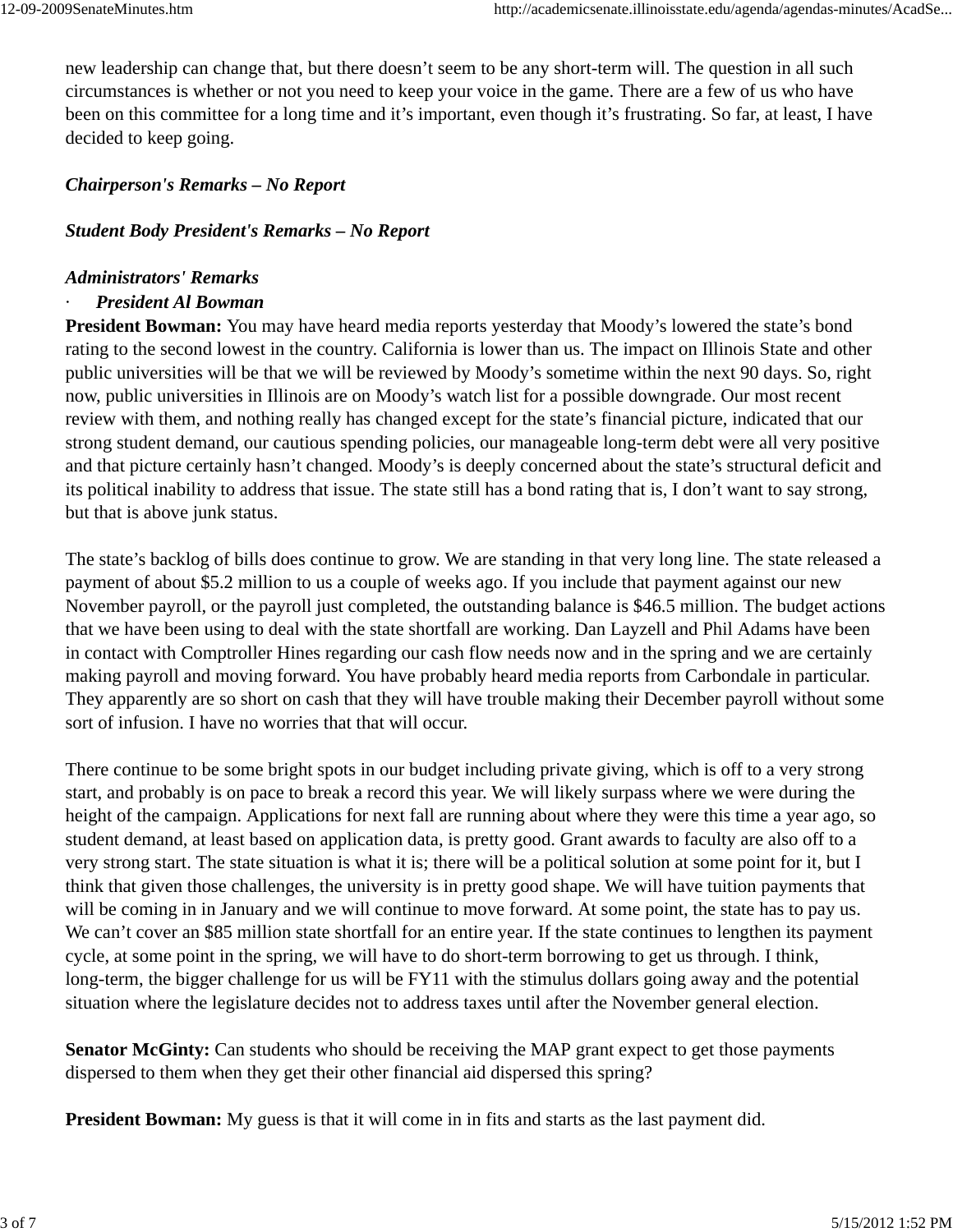new leadership can change that, but there doesn't seem to be any short-term will. The question in all such circumstances is whether or not you need to keep your voice in the game. There are a few of us who have been on this committee for a long time and it's important, even though it's frustrating. So far, at least, I have decided to keep going.

***Chairperson's Remarks – No Report***

***Student Body President's Remarks – No Report***

***Administrators' Remarks***

- ***President Al Bowman***

**President Bowman:** You may have heard media reports yesterday that Moody's lowered the state's bond rating to the second lowest in the country. California is lower than us. The impact on Illinois State and other public universities will be that we will be reviewed by Moody's sometime within the next 90 days. So, right now, public universities in Illinois are on Moody's watch list for a possible downgrade. Our most recent review with them, and nothing really has changed except for the state's financial picture, indicated that our strong student demand, our cautious spending policies, our manageable long-term debt were all very positive and that picture certainly hasn't changed. Moody's is deeply concerned about the state's structural deficit and its political inability to address that issue. The state still has a bond rating that is, I don't want to say strong, but that is above junk status.

The state's backlog of bills does continue to grow. We are standing in that very long line. The state released a payment of about $5.2 million to us a couple of weeks ago. If you include that payment against our new November payroll, or the payroll just completed, the outstanding balance is $46.5 million. The budget actions that we have been using to deal with the state shortfall are working. Dan Layzell and Phil Adams have been in contact with Comptroller Hines regarding our cash flow needs now and in the spring and we are certainly making payroll and moving forward. You have probably heard media reports from Carbondale in particular. They apparently are so short on cash that they will have trouble making their December payroll without some sort of infusion. I have no worries that that will occur.

There continue to be some bright spots in our budget including private giving, which is off to a very strong start, and probably is on pace to break a record this year. We will likely surpass where we were during the height of the campaign. Applications for next fall are running about where they were this time a year ago, so student demand, at least based on application data, is pretty good. Grant awards to faculty are also off to a very strong start. The state situation is what it is; there will be a political solution at some point for it, but I think that given those challenges, the university is in pretty good shape. We will have tuition payments that will be coming in in January and we will continue to move forward. At some point, the state has to pay us. We can't cover an $85 million state shortfall for an entire year. If the state continues to lengthen its payment cycle, at some point in the spring, we will have to do short-term borrowing to get us through. I think, long-term, the bigger challenge for us will be FY11 with the stimulus dollars going away and the potential situation where the legislature decides not to address taxes until after the November general election.

**Senator McGinty:** Can students who should be receiving the MAP grant expect to get those payments dispersed to them when they get their other financial aid dispersed this spring?

**President Bowman:** My guess is that it will come in in fits and starts as the last payment did.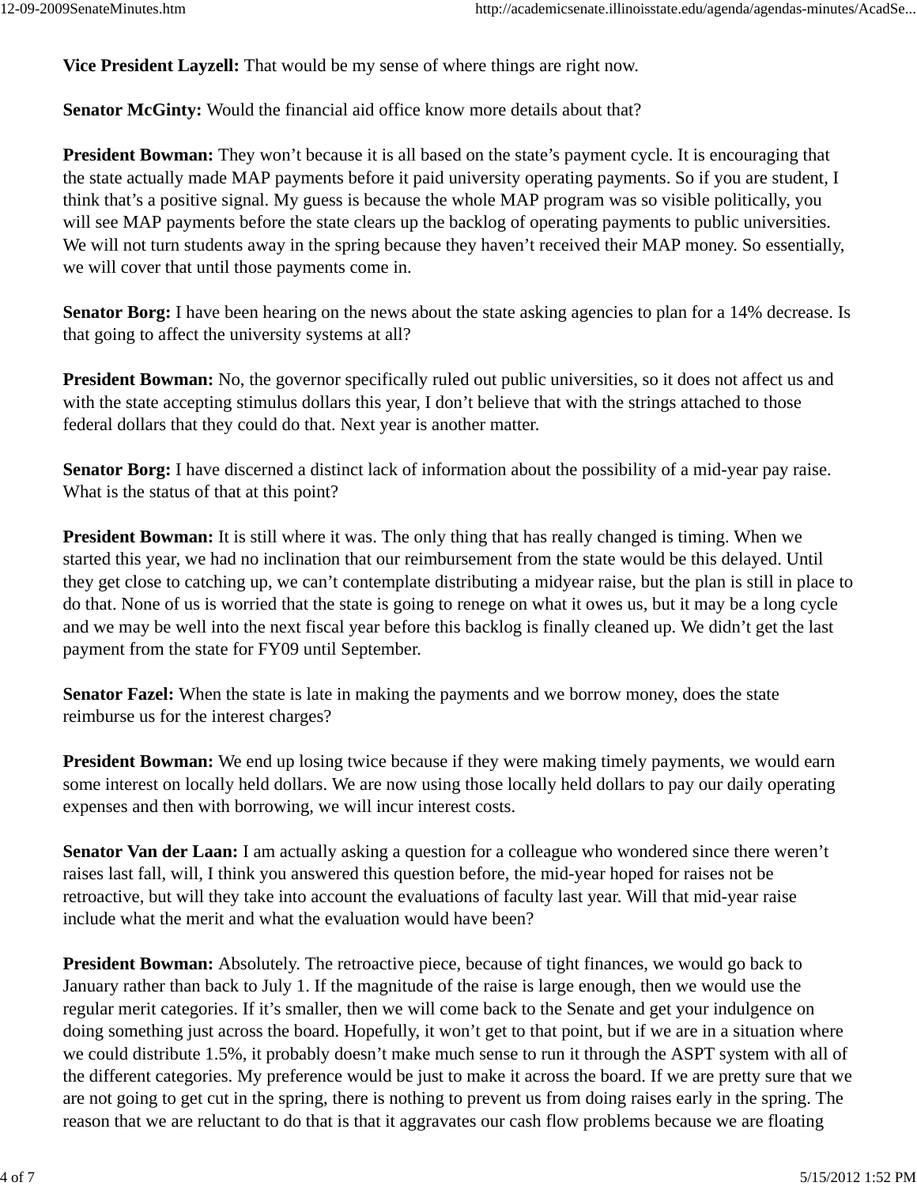**Vice President Layzell:** That would be my sense of where things are right now.

**Senator McGinty:** Would the financial aid office know more details about that?

**President Bowman:** They won't because it is all based on the state's payment cycle. It is encouraging that the state actually made MAP payments before it paid university operating payments. So if you are student, I think that's a positive signal. My guess is because the whole MAP program was so visible politically, you will see MAP payments before the state clears up the backlog of operating payments to public universities. We will not turn students away in the spring because they haven't received their MAP money. So essentially, we will cover that until those payments come in.

**Senator Borg:** I have been hearing on the news about the state asking agencies to plan for a 14% decrease. Is that going to affect the university systems at all?

**President Bowman:** No, the governor specifically ruled out public universities, so it does not affect us and with the state accepting stimulus dollars this year, I don't believe that with the strings attached to those federal dollars that they could do that. Next year is another matter.

**Senator Borg:** I have discerned a distinct lack of information about the possibility of a mid-year pay raise. What is the status of that at this point?

**President Bowman:** It is still where it was. The only thing that has really changed is timing. When we started this year, we had no inclination that our reimbursement from the state would be this delayed. Until they get close to catching up, we can't contemplate distributing a midyear raise, but the plan is still in place to do that. None of us is worried that the state is going to renege on what it owes us, but it may be a long cycle and we may be well into the next fiscal year before this backlog is finally cleaned up. We didn't get the last payment from the state for FY09 until September.

**Senator Fazel:** When the state is late in making the payments and we borrow money, does the state reimburse us for the interest charges?

**President Bowman:** We end up losing twice because if they were making timely payments, we would earn some interest on locally held dollars. We are now using those locally held dollars to pay our daily operating expenses and then with borrowing, we will incur interest costs.

**Senator Van der Laan:** I am actually asking a question for a colleague who wondered since there weren't raises last fall, will, I think you answered this question before, the mid-year hoped for raises not be retroactive, but will they take into account the evaluations of faculty last year. Will that mid-year raise include what the merit and what the evaluation would have been?

**President Bowman:** Absolutely. The retroactive piece, because of tight finances, we would go back to January rather than back to July 1. If the magnitude of the raise is large enough, then we would use the regular merit categories. If it's smaller, then we will come back to the Senate and get your indulgence on doing something just across the board. Hopefully, it won't get to that point, but if we are in a situation where we could distribute 1.5%, it probably doesn't make much sense to run it through the ASPT system with all of the different categories. My preference would be just to make it across the board. If we are pretty sure that we are not going to get cut in the spring, there is nothing to prevent us from doing raises early in the spring. The reason that we are reluctant to do that is that it aggravates our cash flow problems because we are floating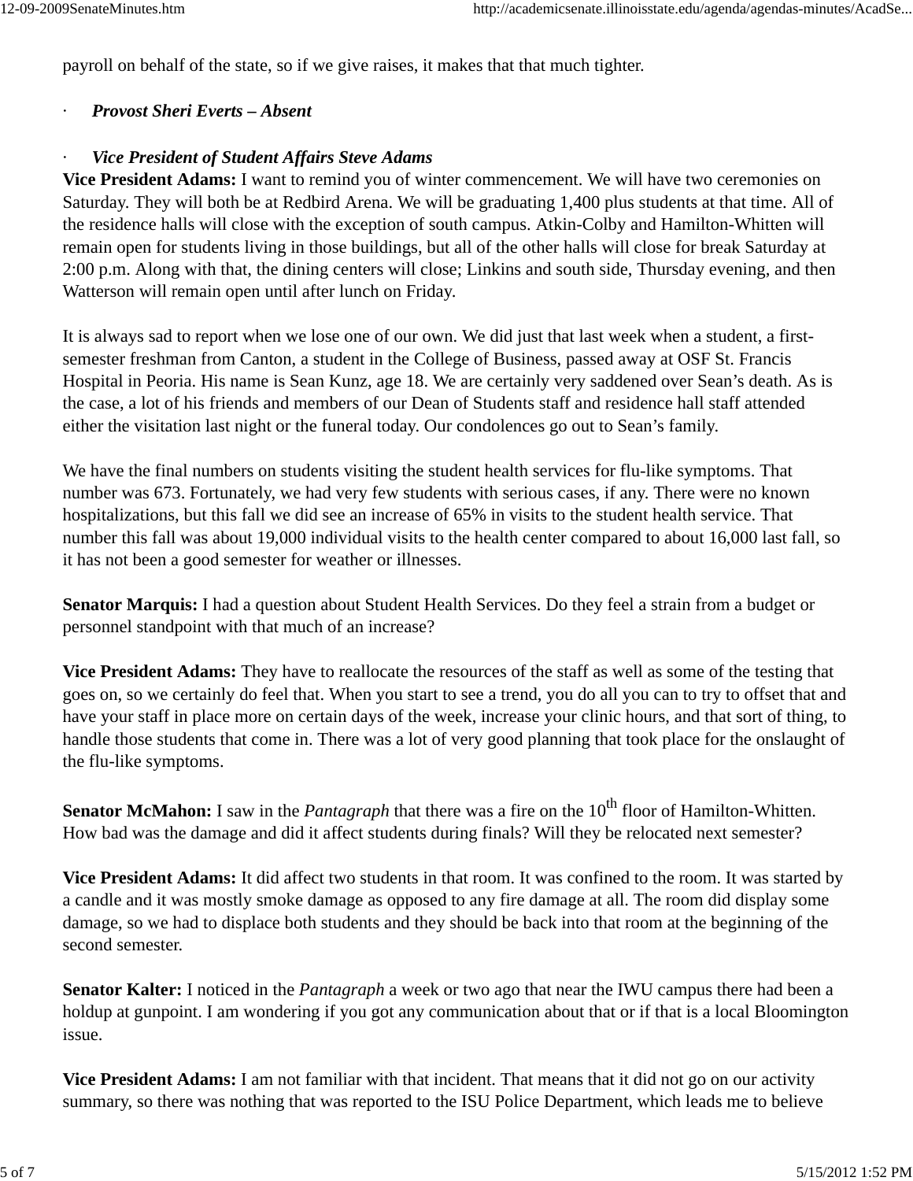payroll on behalf of the state, so if we give raises, it makes that that much tighter.

· ***Provost Sheri Everts – Absent***

· ***Vice President of Student Affairs Steve Adams***

**Vice President Adams:** I want to remind you of winter commencement. We will have two ceremonies on Saturday. They will both be at Redbird Arena. We will be graduating 1,400 plus students at that time. All of the residence halls will close with the exception of south campus. Atkin-Colby and Hamilton-Whitten will remain open for students living in those buildings, but all of the other halls will close for break Saturday at 2:00 p.m. Along with that, the dining centers will close; Linkins and south side, Thursday evening, and then Watterson will remain open until after lunch on Friday.

It is always sad to report when we lose one of our own. We did just that last week when a student, a first-semester freshman from Canton, a student in the College of Business, passed away at OSF St. Francis Hospital in Peoria. His name is Sean Kunz, age 18. We are certainly very saddened over Sean's death. As is the case, a lot of his friends and members of our Dean of Students staff and residence hall staff attended either the visitation last night or the funeral today. Our condolences go out to Sean's family.

We have the final numbers on students visiting the student health services for flu-like symptoms. That number was 673. Fortunately, we had very few students with serious cases, if any. There were no known hospitalizations, but this fall we did see an increase of 65% in visits to the student health service. That number this fall was about 19,000 individual visits to the health center compared to about 16,000 last fall, so it has not been a good semester for weather or illnesses.

**Senator Marquis:** I had a question about Student Health Services. Do they feel a strain from a budget or personnel standpoint with that much of an increase?

**Vice President Adams:** They have to reallocate the resources of the staff as well as some of the testing that goes on, so we certainly do feel that. When you start to see a trend, you do all you can to try to offset that and have your staff in place more on certain days of the week, increase your clinic hours, and that sort of thing, to handle those students that come in. There was a lot of very good planning that took place for the onslaught of the flu-like symptoms.

**Senator McMahon:** I saw in the *Pantagraph* that there was a fire on the 10th floor of Hamilton-Whitten. How bad was the damage and did it affect students during finals? Will they be relocated next semester?

**Vice President Adams:** It did affect two students in that room. It was confined to the room. It was started by a candle and it was mostly smoke damage as opposed to any fire damage at all. The room did display some damage, so we had to displace both students and they should be back into that room at the beginning of the second semester.

**Senator Kalter:** I noticed in the *Pantagraph* a week or two ago that near the IWU campus there had been a holdup at gunpoint. I am wondering if you got any communication about that or if that is a local Bloomington issue.

**Vice President Adams:** I am not familiar with that incident. That means that it did not go on our activity summary, so there was nothing that was reported to the ISU Police Department, which leads me to believe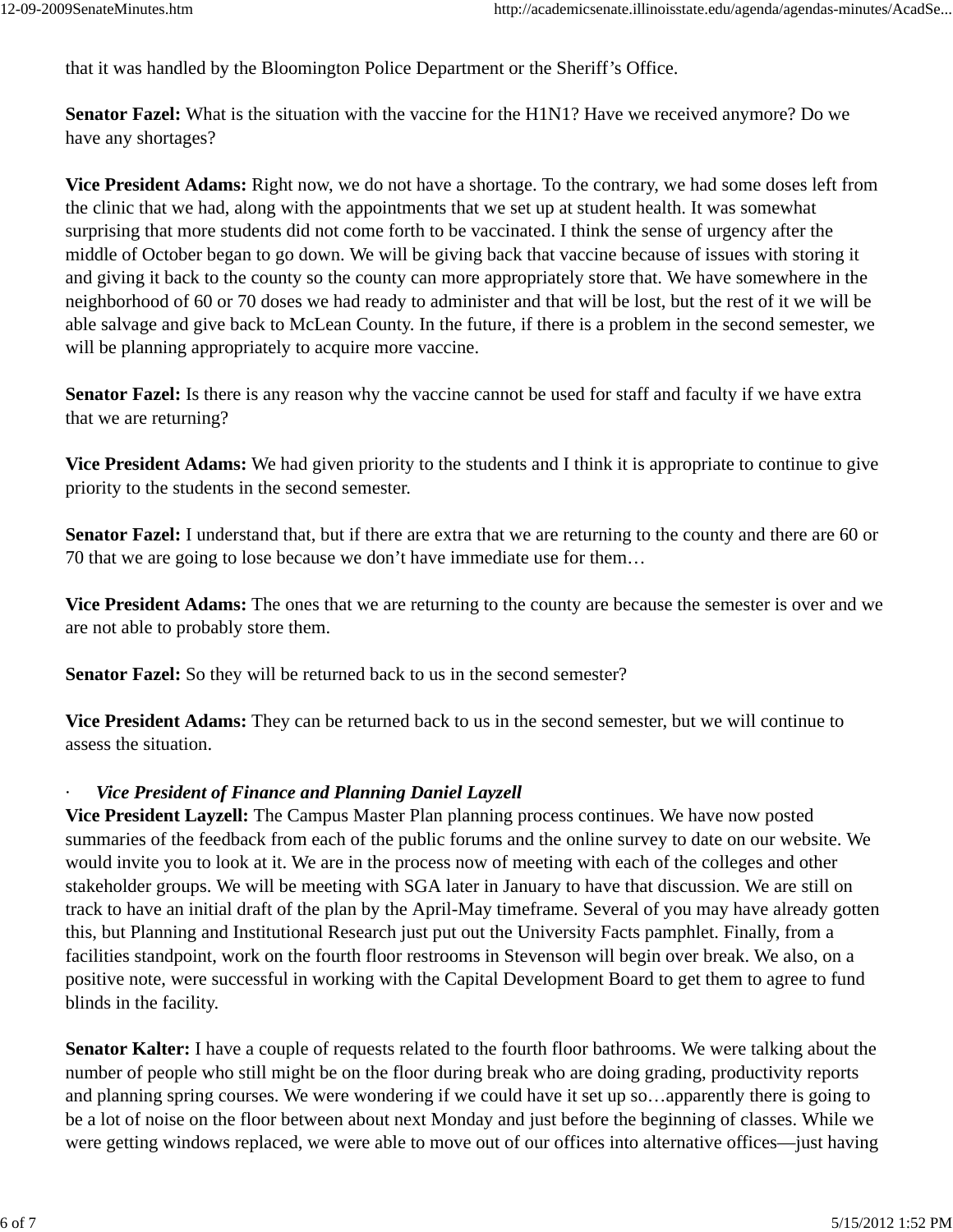that it was handled by the Bloomington Police Department or the Sheriff's Office.

**Senator Fazel:** What is the situation with the vaccine for the H1N1? Have we received anymore? Do we have any shortages?

**Vice President Adams:** Right now, we do not have a shortage. To the contrary, we had some doses left from the clinic that we had, along with the appointments that we set up at student health. It was somewhat surprising that more students did not come forth to be vaccinated. I think the sense of urgency after the middle of October began to go down. We will be giving back that vaccine because of issues with storing it and giving it back to the county so the county can more appropriately store that. We have somewhere in the neighborhood of 60 or 70 doses we had ready to administer and that will be lost, but the rest of it we will be able salvage and give back to McLean County. In the future, if there is a problem in the second semester, we will be planning appropriately to acquire more vaccine.

**Senator Fazel:** Is there is any reason why the vaccine cannot be used for staff and faculty if we have extra that we are returning?

**Vice President Adams:** We had given priority to the students and I think it is appropriate to continue to give priority to the students in the second semester.

**Senator Fazel:** I understand that, but if there are extra that we are returning to the county and there are 60 or 70 that we are going to lose because we don't have immediate use for them…

**Vice President Adams:** The ones that we are returning to the county are because the semester is over and we are not able to probably store them.

**Senator Fazel:** So they will be returned back to us in the second semester?

**Vice President Adams:** They can be returned back to us in the second semester, but we will continue to assess the situation.

- ***Vice President of Finance and Planning Daniel Layzell***

**Vice President Layzell:** The Campus Master Plan planning process continues. We have now posted summaries of the feedback from each of the public forums and the online survey to date on our website. We would invite you to look at it. We are in the process now of meeting with each of the colleges and other stakeholder groups. We will be meeting with SGA later in January to have that discussion. We are still on track to have an initial draft of the plan by the April-May timeframe. Several of you may have already gotten this, but Planning and Institutional Research just put out the University Facts pamphlet. Finally, from a facilities standpoint, work on the fourth floor restrooms in Stevenson will begin over break. We also, on a positive note, were successful in working with the Capital Development Board to get them to agree to fund blinds in the facility.

**Senator Kalter:** I have a couple of requests related to the fourth floor bathrooms. We were talking about the number of people who still might be on the floor during break who are doing grading, productivity reports and planning spring courses. We were wondering if we could have it set up so…apparently there is going to be a lot of noise on the floor between about next Monday and just before the beginning of classes. While we were getting windows replaced, we were able to move out of our offices into alternative offices—just having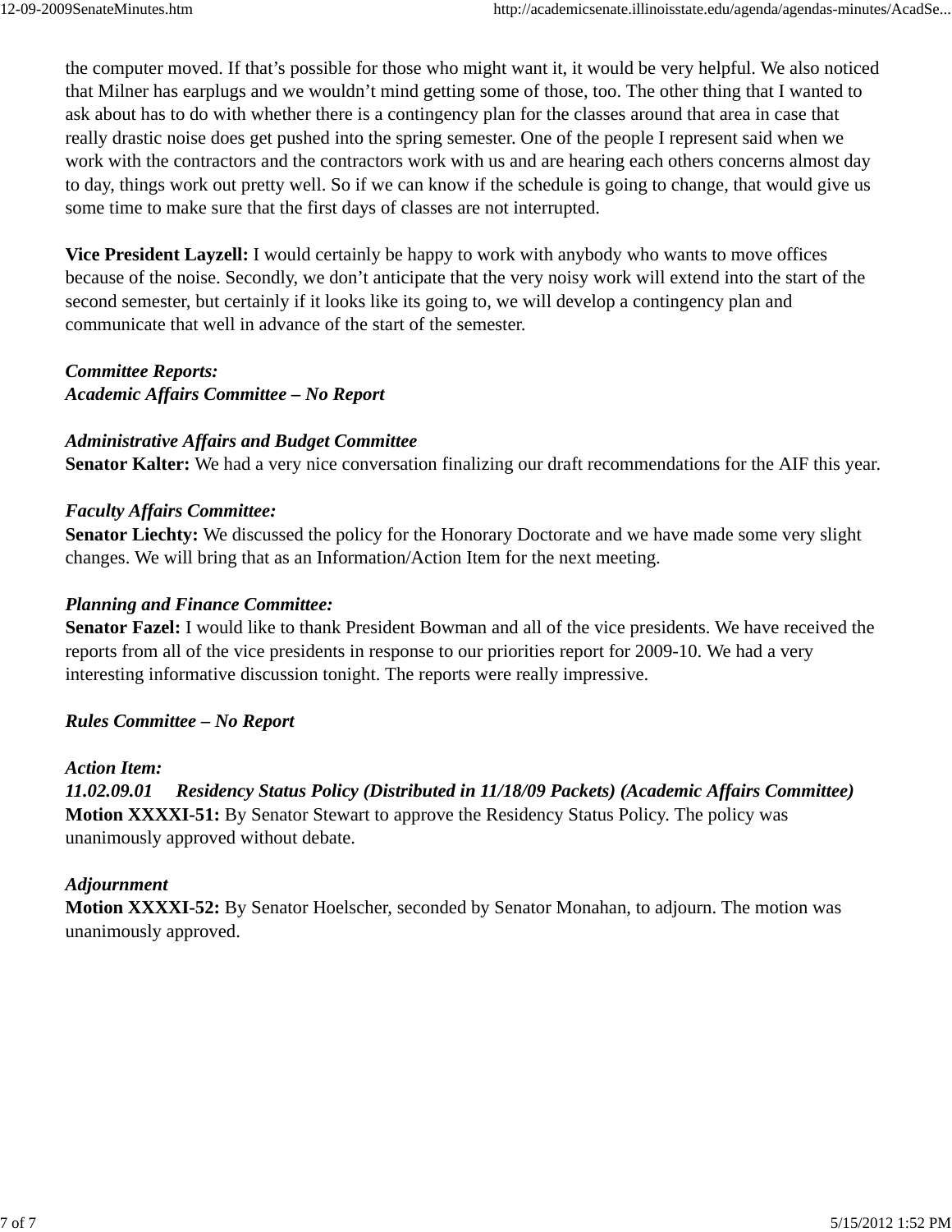the computer moved. If that's possible for those who might want it, it would be very helpful. We also noticed that Milner has earplugs and we wouldn't mind getting some of those, too. The other thing that I wanted to ask about has to do with whether there is a contingency plan for the classes around that area in case that really drastic noise does get pushed into the spring semester. One of the people I represent said when we work with the contractors and the contractors work with us and are hearing each others concerns almost day to day, things work out pretty well. So if we can know if the schedule is going to change, that would give us some time to make sure that the first days of classes are not interrupted.

**Vice President Layzell:** I would certainly be happy to work with anybody who wants to move offices because of the noise. Secondly, we don't anticipate that the very noisy work will extend into the start of the second semester, but certainly if it looks like its going to, we will develop a contingency plan and communicate that well in advance of the start of the semester.

***Committee Reports:***
***Academic Affairs Committee – No Report***

***Administrative Affairs and Budget Committee***
**Senator Kalter:** We had a very nice conversation finalizing our draft recommendations for the AIF this year.

***Faculty Affairs Committee:***
**Senator Liechty:** We discussed the policy for the Honorary Doctorate and we have made some very slight changes. We will bring that as an Information/Action Item for the next meeting.

***Planning and Finance Committee:***
**Senator Fazel:** I would like to thank President Bowman and all of the vice presidents. We have received the reports from all of the vice presidents in response to our priorities report for 2009-10. We had a very interesting informative discussion tonight. The reports were really impressive.

***Rules Committee – No Report***

***Action Item:***
***11.02.09.01 Residency Status Policy (Distributed in 11/18/09 Packets) (Academic Affairs Committee)***
**Motion XXXXI-51:** By Senator Stewart to approve the Residency Status Policy. The policy was unanimously approved without debate.

***Adjournment***
**Motion XXXXI-52:** By Senator Hoelscher, seconded by Senator Monahan, to adjourn. The motion was unanimously approved.